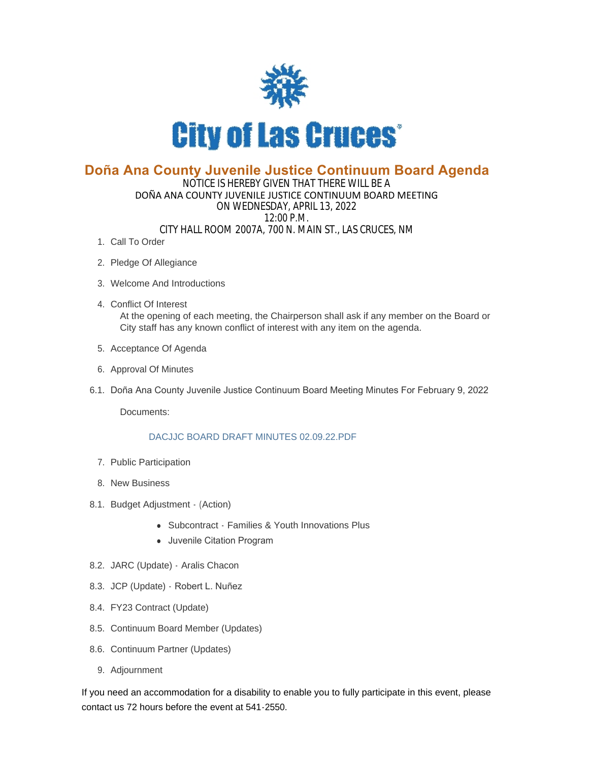City of Las Cruces

# Doña Ana County Juvenile Justice Continuum Board Agenda

NOTICE IS HEREBY GIVEN THAT THERE WILL BE A
DOÑA ANA COUNTY JUVENILE JUSTICE CONTINUUM BOARD MEETING
ON WEDNESDAY, APRIL 13, 2022
12:00 P.M.
CITY HALL ROOM 2007A, 700 N. MAIN ST., LAS CRUCES, NM

1. Call To Order
2. Pledge Of Allegiance
3. Welcome And Introductions
4. Conflict Of Interest
   At the opening of each meeting, the Chairperson shall ask if any member on the Board or City staff has any known conflict of interest with any item on the agenda.
5. Acceptance Of Agenda
6. Approval Of Minutes

6.1. Doña Ana County Juvenile Justice Continuum Board Meeting Minutes For February 9, 2022

Documents:

DACJJC BOARD DRAFT MINUTES 02.09.22.PDF

7. Public Participation
8. New Business

8.1. Budget Adjustment - (Action)

- Subcontract - Families & Youth Innovations Plus
- Juvenile Citation Program

8.2. JARC (Update) - Aralis Chacon

8.3. JCP (Update) - Robert L. Nuñez

8.4. FY23 Contract (Update)

8.5. Continuum Board Member (Updates)

8.6. Continuum Partner (Updates)

9. Adjournment

If you need an accommodation for a disability to enable you to fully participate in this event, please contact us 72 hours before the event at 541-2550.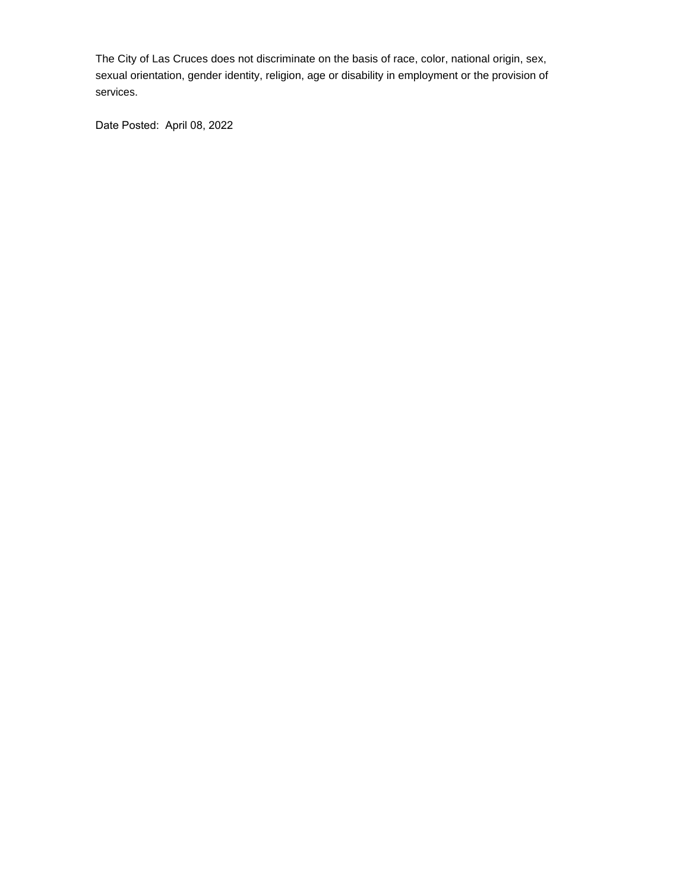The City of Las Cruces does not discriminate on the basis of race, color, national origin, sex, sexual orientation, gender identity, religion, age or disability in employment or the provision of services.

Date Posted: April 08, 2022